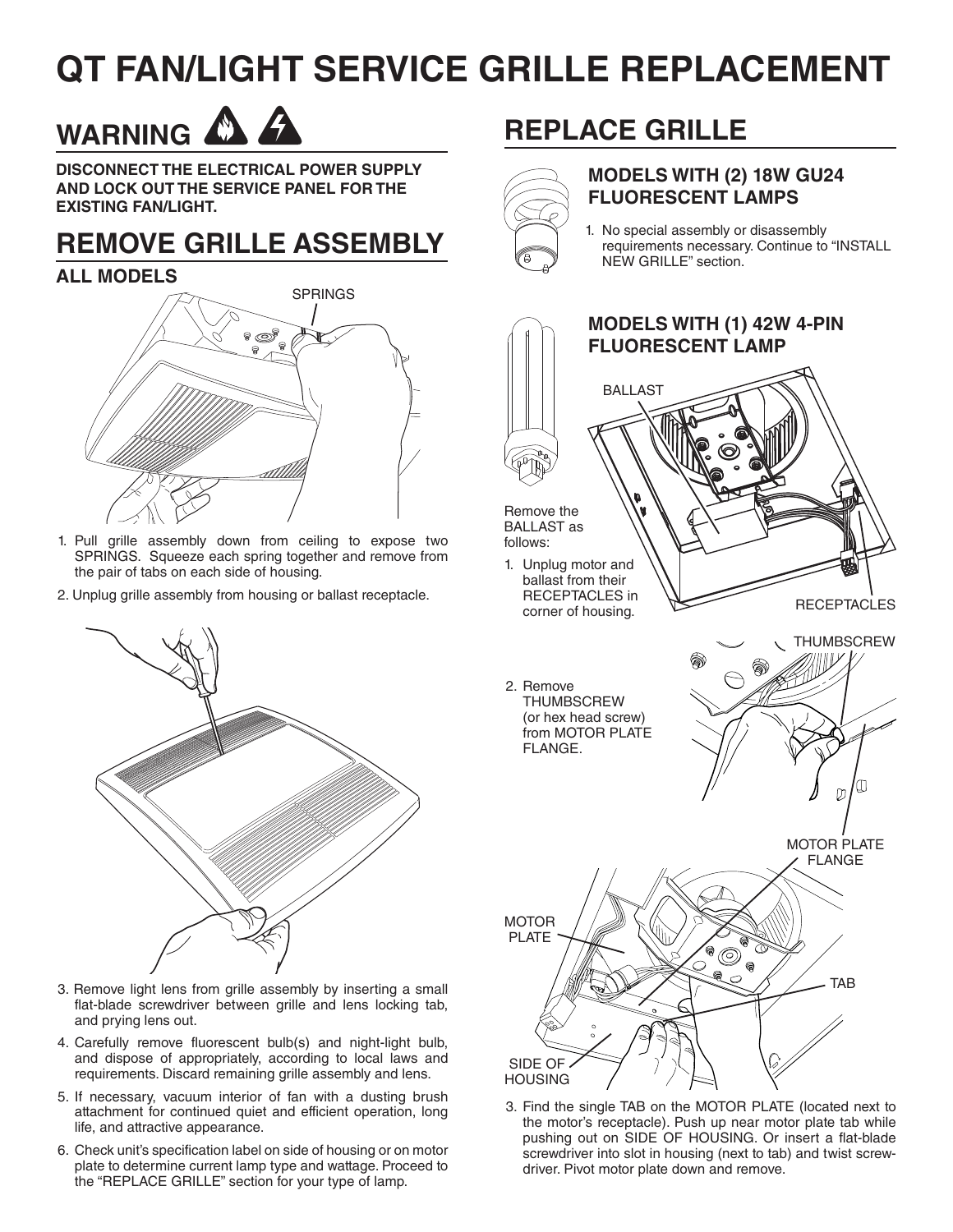# QT FAN/LIGHT SERVICE GRILLE REPLACEMENT

## WARNING

**DISCONNECT THE ELECTRICAL POWER SUPPLY AND LOCK OUT THE SERVICE PANEL FOR THE EXISTING FAN/LIGHT.**

## REMOVE GRILLE ASSEMBLY

### ALL MODELS

SPRINGS

1. Pull grille assembly down from ceiling to expose two SPRINGS. Squeeze each spring together and remove from the pair of tabs on each side of housing.
2. Unplug grille assembly from housing or ballast receptacle.
3. Remove light lens from grille assembly by inserting a small flat-blade screwdriver between grille and lens locking tab, and prying lens out.
4. Carefully remove fluorescent bulb(s) and night-light bulb, and dispose of appropriately, according to local laws and requirements. Discard remaining grille assembly and lens.
5. If necessary, vacuum interior of fan with a dusting brush attachment for continued quiet and efficient operation, long life, and attractive appearance.
6. Check unit's specification label on side of housing or on motor plate to determine current lamp type and wattage. Proceed to the "REPLACE GRILLE" section for your type of lamp.

## REPLACE GRILLE

### MODELS WITH (2) 18W GU24 FLUORESCENT LAMPS

1. No special assembly or disassembly requirements necessary. Continue to "INSTALL NEW GRILLE" section.

### MODELS WITH (1) 42W 4-PIN FLUORESCENT LAMP

BALLAST

Remove the BALLAST as follows:

1. Unplug motor and ballast from their RECEPTACLES in corner of housing.

RECEPTACLES

THUMBSCREW

2. Remove THUMBSCREW (or hex head screw) from MOTOR PLATE FLANGE.

MOTOR PLATE FLANGE

MOTOR PLATE

TAB

SIDE OF HOUSING

3. Find the single TAB on the MOTOR PLATE (located next to the motor's receptacle). Push up near motor plate tab while pushing out on SIDE OF HOUSING. Or insert a flat-blade screwdriver into slot in housing (next to tab) and twist screwdriver. Pivot motor plate down and remove.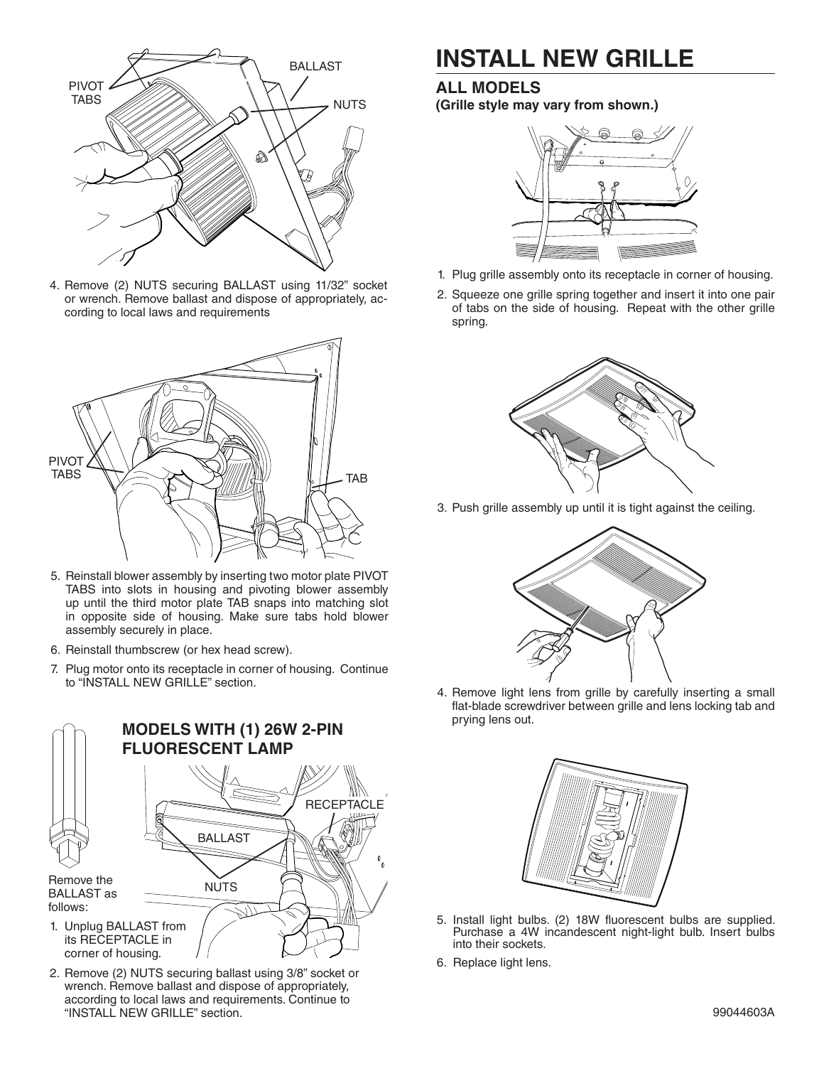PIVOT TABS

BALLAST

NUTS

4. Remove (2) NUTS securing BALLAST using 11/32" socket or wrench. Remove ballast and dispose of appropriately, according to local laws and requirements

PIVOT TABS

TAB

5. Reinstall blower assembly by inserting two motor plate PIVOT TABS into slots in housing and pivoting blower assembly up until the third motor plate TAB snaps into matching slot in opposite side of housing. Make sure tabs hold blower assembly securely in place.
6. Reinstall thumbscrew (or hex head screw).
7. Plug motor onto its receptacle in corner of housing. Continue to "INSTALL NEW GRILLE" section.

### MODELS WITH (1) 26W 2-PIN FLUORESCENT LAMP

RECEPTACLE

BALLAST

NUTS

Remove the BALLAST as follows:

1. Unplug BALLAST from its RECEPTACLE in corner of housing.
2. Remove (2) NUTS securing ballast using 3/8" socket or wrench. Remove ballast and dispose of appropriately, according to local laws and requirements. Continue to "INSTALL NEW GRILLE" section.

# INSTALL NEW GRILLE

## ALL MODELS

**(Grille style may vary from shown.)**

1. Plug grille assembly onto its receptacle in corner of housing.
2. Squeeze one grille spring together and insert it into one pair of tabs on the side of housing. Repeat with the other grille spring.
3. Push grille assembly up until it is tight against the ceiling.
4. Remove light lens from grille by carefully inserting a small flat-blade screwdriver between grille and lens locking tab and prying lens out.
5. Install light bulbs. (2) 18W fluorescent bulbs are supplied. Purchase a 4W incandescent night-light bulb. Insert bulbs into their sockets.
6. Replace light lens.

99044603A